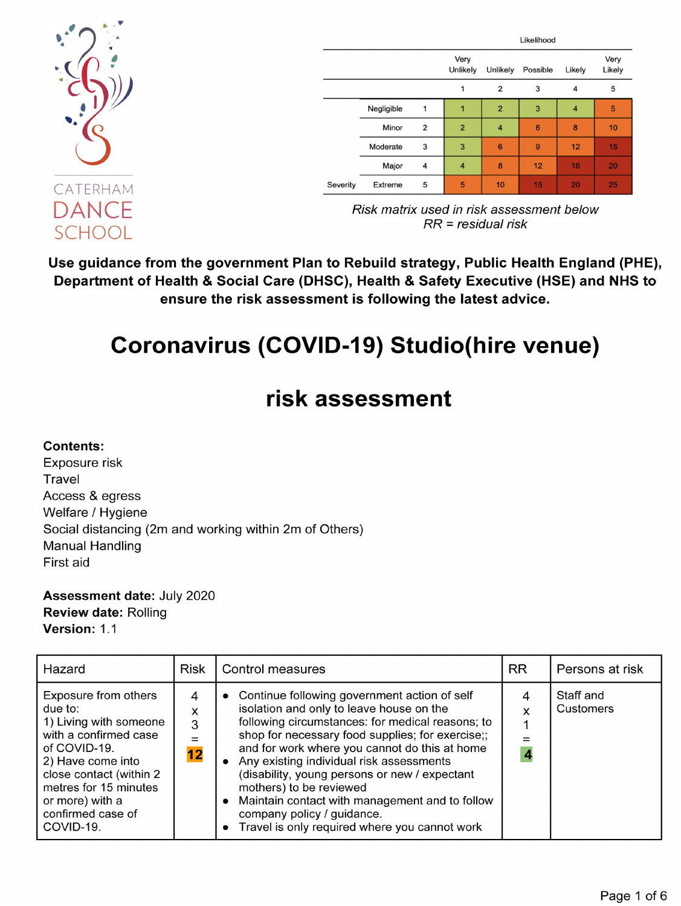CATERHAM DANCE SCHOOL

|  |  |  | Likelihood |  |  |  |  |
|---|---|---|---|---|---|---|---|
|  |  |  | Very Unlikely | Unlikely | Possible | Likely | Very Likely |
|  |  |  | 1 | 2 | 3 | 4 | 5 |
| Severity | Negligible | 1 | 1 | 2 | 3 | 4 | 5 |
|  | Minor | 2 | 2 | 4 | 6 | 8 | 10 |
|  | Moderate | 3 | 3 | 6 | 9 | 12 | 15 |
|  | Major | 4 | 4 | 8 | 12 | 16 | 20 |
|  | Extreme | 5 | 5 | 10 | 15 | 20 | 25 |

*Risk matrix used in risk assessment below*
*RR = residual risk*

**Use guidance from the government Plan to Rebuild strategy, Public Health England (PHE), Department of Health & Social Care (DHSC), Health & Safety Executive (HSE) and NHS to ensure the risk assessment is following the latest advice.**

# Coronavirus (COVID-19) Studio(hire venue) risk assessment

**Contents:**
Exposure risk
Travel
Access & egress
Welfare / Hygiene
Social distancing (2m and working within 2m of Others)
Manual Handling
First aid

**Assessment date:** July 2020
**Review date:** Rolling
**Version:** 1.1

| Hazard | Risk | Control measures | RR | Persons at risk |
|---|---|---|---|---|
| Exposure from others due to:<br>1) Living with someone with a confirmed case of COVID-19.<br>2) Have come into close contact (within 2 metres for 15 minutes or more) with a confirmed case of COVID-19. | 4 x 3 = **12** | • Continue following government action of self isolation and only to leave house on the following circumstances: for medical reasons; to shop for necessary food supplies; for exercise;; and for work where you cannot do this at home<br>• Any existing individual risk assessments (disability, young persons or new / expectant mothers) to be reviewed<br>• Maintain contact with management and to follow company policy / guidance.<br>• Travel is only required where you cannot work | 4 x 1 = **4** | Staff and Customers |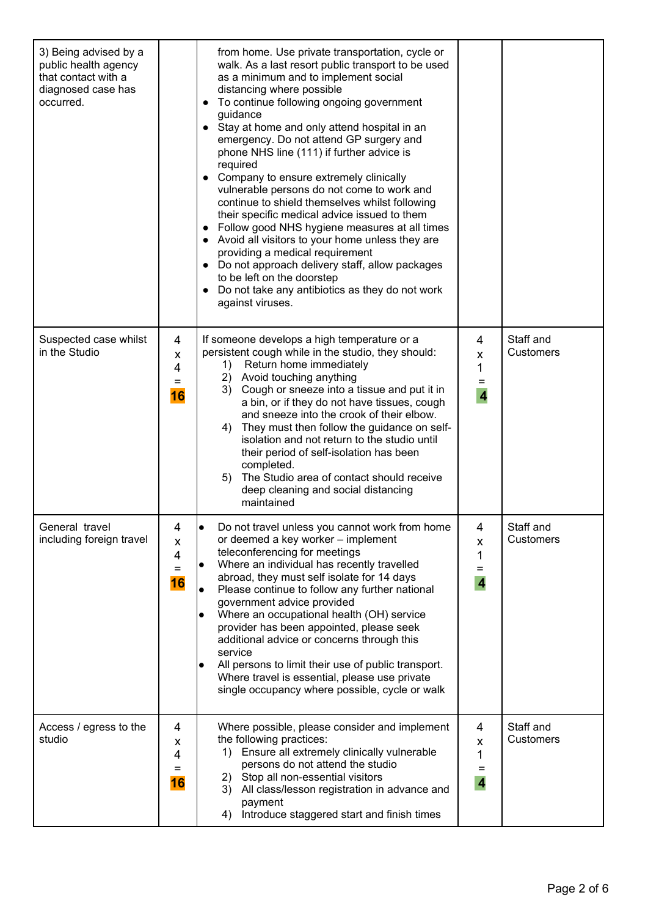| | | | | |
|---|---|---|---|---|
| 3) Being advised by a public health agency that contact with a diagnosed case has occurred. | | from home. Use private transportation, cycle or walk. As a last resort public transport to be used as a minimum and to implement social distancing where possible<br>• To continue following ongoing government guidance<br>• Stay at home and only attend hospital in an emergency. Do not attend GP surgery and phone NHS line (111) if further advice is required<br>• Company to ensure extremely clinically vulnerable persons do not come to work and continue to shield themselves whilst following their specific medical advice issued to them<br>• Follow good NHS hygiene measures at all times<br>• Avoid all visitors to your home unless they are providing a medical requirement<br>• Do not approach delivery staff, allow packages to be left on the doorstep<br>• Do not take any antibiotics as they do not work against viruses. | | |
| Suspected case whilst in the Studio | 4 x 4 = **16** | If someone develops a high temperature or a persistent cough while in the studio, they should:<br>1) Return home immediately<br>2) Avoid touching anything<br>3) Cough or sneeze into a tissue and put it in a bin, or if they do not have tissues, cough and sneeze into the crook of their elbow.<br>4) They must then follow the guidance on self-isolation and not return to the studio until their period of self-isolation has been completed.<br>5) The Studio area of contact should receive deep cleaning and social distancing maintained | 4 x 1 = **4** | Staff and Customers |
| General travel including foreign travel | 4 x 4 = **16** | • Do not travel unless you cannot work from home or deemed a key worker – implement teleconferencing for meetings<br>• Where an individual has recently travelled abroad, they must self isolate for 14 days<br>• Please continue to follow any further national government advice provided<br>• Where an occupational health (OH) service provider has been appointed, please seek additional advice or concerns through this service<br>• All persons to limit their use of public transport. Where travel is essential, please use private single occupancy where possible, cycle or walk | 4 x 1 = **4** | Staff and Customers |
| Access / egress to the studio | 4 x 4 = **16** | Where possible, please consider and implement the following practices:<br>1) Ensure all extremely clinically vulnerable persons do not attend the studio<br>2) Stop all non-essential visitors<br>3) All class/lesson registration in advance and payment<br>4) Introduce staggered start and finish times | 4 x 1 = **4** | Staff and Customers |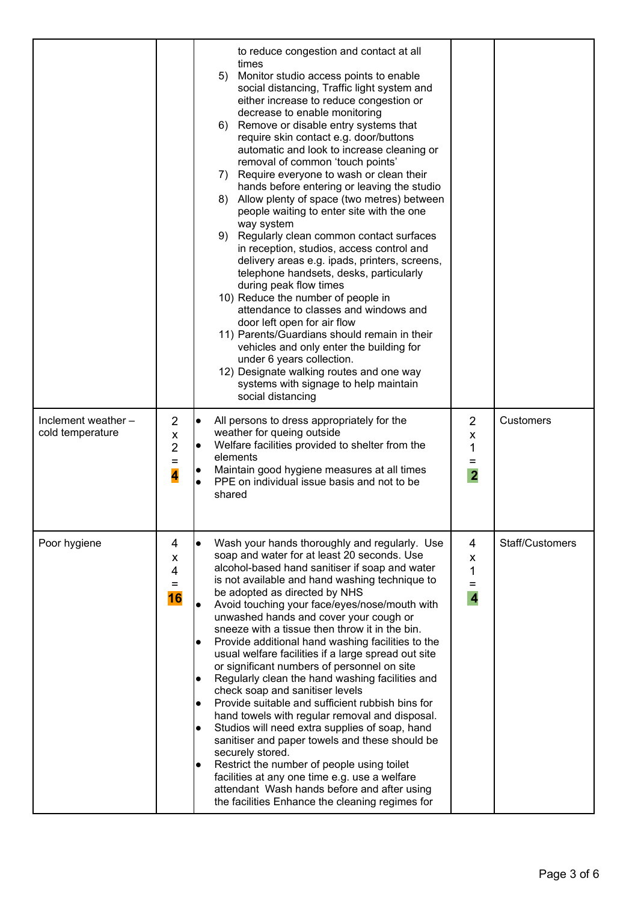| | | | | |
|---|---|---|---|---|
| | | to reduce congestion and contact at all times<br>5) Monitor studio access points to enable social distancing, Traffic light system and either increase to reduce congestion or decrease to enable monitoring<br>6) Remove or disable entry systems that require skin contact e.g. door/buttons automatic and look to increase cleaning or removal of common 'touch points'<br>7) Require everyone to wash or clean their hands before entering or leaving the studio<br>8) Allow plenty of space (two metres) between people waiting to enter site with the one way system<br>9) Regularly clean common contact surfaces in reception, studios, access control and delivery areas e.g. ipads, printers, screens, telephone handsets, desks, particularly during peak flow times<br>10) Reduce the number of people in attendance to classes and windows and door left open for air flow<br>11) Parents/Guardians should remain in their vehicles and only enter the building for under 6 years collection.<br>12) Designate walking routes and one way systems with signage to help maintain social distancing | | |
| Inclement weather – cold temperature | 2 x 2 = **4** | • All persons to dress appropriately for the weather for queing outside<br>• Welfare facilities provided to shelter from the elements<br>• Maintain good hygiene measures at all times<br>• PPE on individual issue basis and not to be shared | 2 x 1 = **2** | Customers |
| Poor hygiene | 4 x 4 = **16** | • Wash your hands thoroughly and regularly. Use soap and water for at least 20 seconds. Use alcohol-based hand sanitiser if soap and water is not available and hand washing technique to be adopted as directed by NHS<br>• Avoid touching your face/eyes/nose/mouth with unwashed hands and cover your cough or sneeze with a tissue then throw it in the bin.<br>• Provide additional hand washing facilities to the usual welfare facilities if a large spread out site or significant numbers of personnel on site<br>• Regularly clean the hand washing facilities and check soap and sanitiser levels<br>• Provide suitable and sufficient rubbish bins for hand towels with regular removal and disposal.<br>• Studios will need extra supplies of soap, hand sanitiser and paper towels and these should be securely stored.<br>• Restrict the number of people using toilet facilities at any one time e.g. use a welfare attendant Wash hands before and after using the facilities Enhance the cleaning regimes for | 4 x 1 = **4** | Staff/Customers |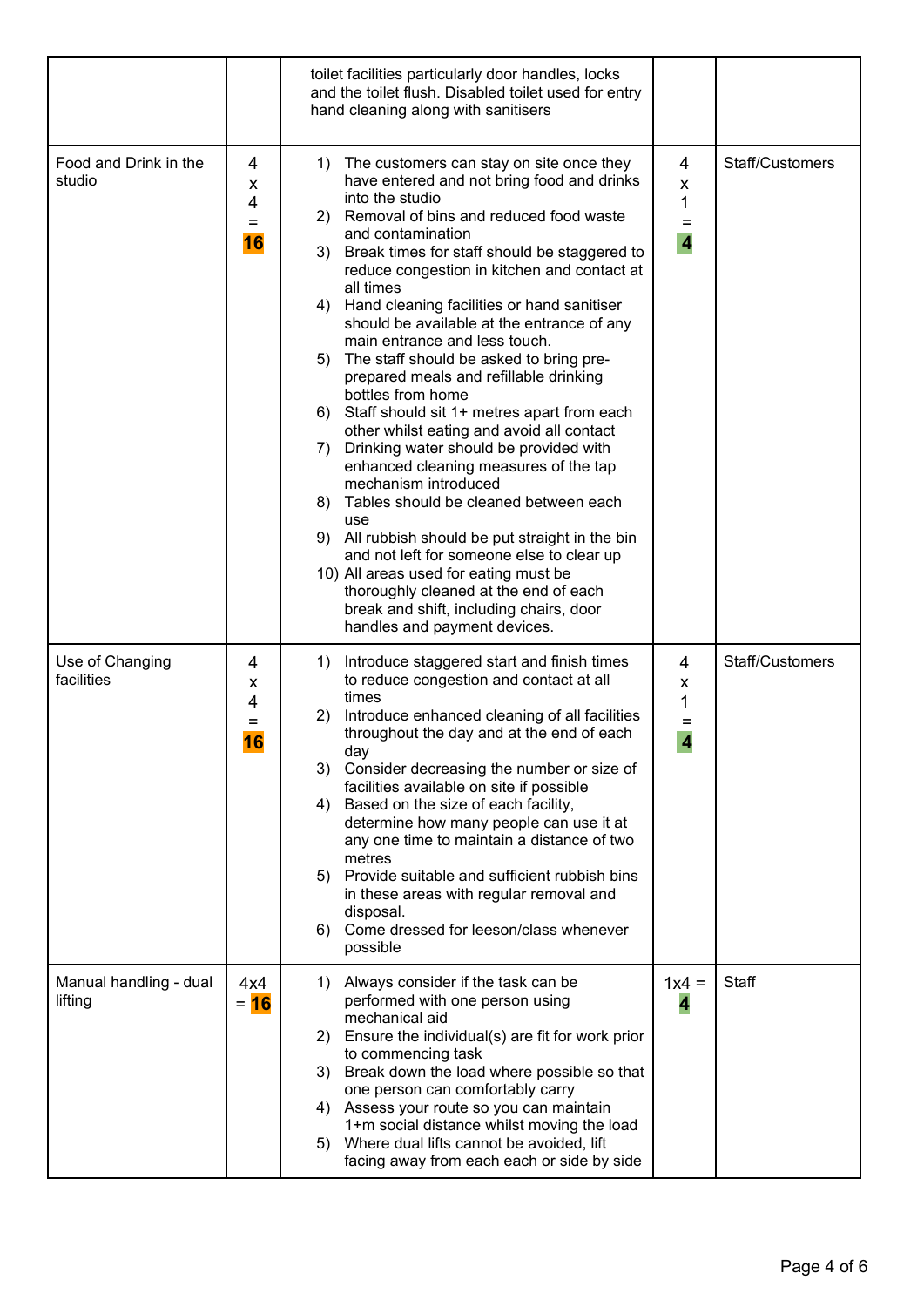| | | | | |
|---|---|---|---|---|
| | | toilet facilities particularly door handles, locks and the toilet flush. Disabled toilet used for entry hand cleaning along with sanitisers | | |
| Food and Drink in the studio | 4 x 4 = **16** | 1) The customers can stay on site once they have entered and not bring food and drinks into the studio<br>2) Removal of bins and reduced food waste and contamination<br>3) Break times for staff should be staggered to reduce congestion in kitchen and contact at all times<br>4) Hand cleaning facilities or hand sanitiser should be available at the entrance of any main entrance and less touch.<br>5) The staff should be asked to bring pre-prepared meals and refillable drinking bottles from home<br>6) Staff should sit 1+ metres apart from each other whilst eating and avoid all contact<br>7) Drinking water should be provided with enhanced cleaning measures of the tap mechanism introduced<br>8) Tables should be cleaned between each use<br>9) All rubbish should be put straight in the bin and not left for someone else to clear up<br>10) All areas used for eating must be thoroughly cleaned at the end of each break and shift, including chairs, door handles and payment devices. | 4 x 1 = **4** | Staff/Customers |
| Use of Changing facilities | 4 x 4 = **16** | 1) Introduce staggered start and finish times to reduce congestion and contact at all times<br>2) Introduce enhanced cleaning of all facilities throughout the day and at the end of each day<br>3) Consider decreasing the number or size of facilities available on site if possible<br>4) Based on the size of each facility, determine how many people can use it at any one time to maintain a distance of two metres<br>5) Provide suitable and sufficient rubbish bins in these areas with regular removal and disposal.<br>6) Come dressed for leeson/class whenever possible | 4 x 1 = **4** | Staff/Customers |
| Manual handling - dual lifting | 4x4 = **16** | 1) Always consider if the task can be performed with one person using mechanical aid<br>2) Ensure the individual(s) are fit for work prior to commencing task<br>3) Break down the load where possible so that one person can comfortably carry<br>4) Assess your route so you can maintain 1+m social distance whilst moving the load<br>5) Where dual lifts cannot be avoided, lift facing away from each each or side by side | 1x4 = **4** | Staff |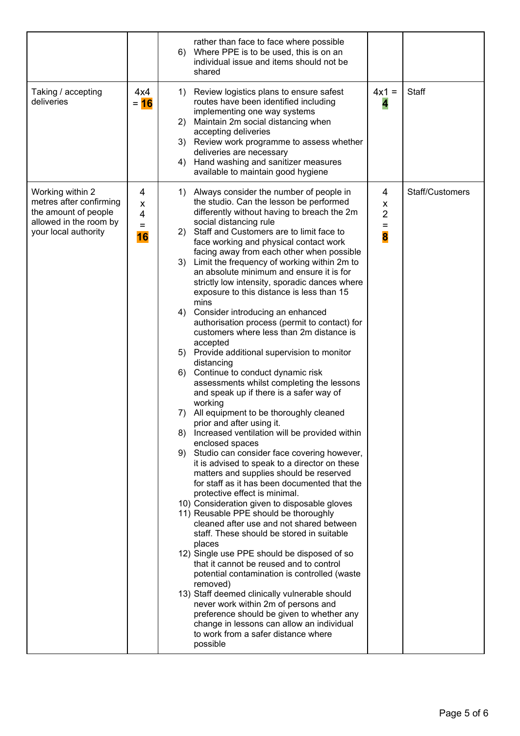| | | | | |
|---|---|---|---|---|
| | | rather than face to face where possible<br>6) Where PPE is to be used, this is on an individual issue and items should not be shared | | |
| Taking / accepting deliveries | 4x4 = **16** | 1) Review logistics plans to ensure safest routes have been identified including implementing one way systems<br>2) Maintain 2m social distancing when accepting deliveries<br>3) Review work programme to assess whether deliveries are necessary<br>4) Hand washing and sanitizer measures available to maintain good hygiene | 4x1 = **4** | Staff |
| Working within 2 metres after confirming the amount of people allowed in the room by your local authority | 4 x 4 = **16** | 1) Always consider the number of people in the studio. Can the lesson be performed differently without having to breach the 2m social distancing rule<br>2) Staff and Customers are to limit face to face working and physical contact work facing away from each other when possible<br>3) Limit the frequency of working within 2m to an absolute minimum and ensure it is for strictly low intensity, sporadic dances where exposure to this distance is less than 15 mins<br>4) Consider introducing an enhanced authorisation process (permit to contact) for customers where less than 2m distance is accepted<br>5) Provide additional supervision to monitor distancing<br>6) Continue to conduct dynamic risk assessments whilst completing the lessons and speak up if there is a safer way of working<br>7) All equipment to be thoroughly cleaned prior and after using it.<br>8) Increased ventilation will be provided within enclosed spaces<br>9) Studio can consider face covering however, it is advised to speak to a director on these matters and supplies should be reserved for staff as it has been documented that the protective effect is minimal.<br>10) Consideration given to disposable gloves<br>11) Reusable PPE should be thoroughly cleaned after use and not shared between staff. These should be stored in suitable places<br>12) Single use PPE should be disposed of so that it cannot be reused and to control potential contamination is controlled (waste removed)<br>13) Staff deemed clinically vulnerable should never work within 2m of persons and preference should be given to whether any change in lessons can allow an individual to work from a safer distance where possible | 4 x 2 = **8** | Staff/Customers |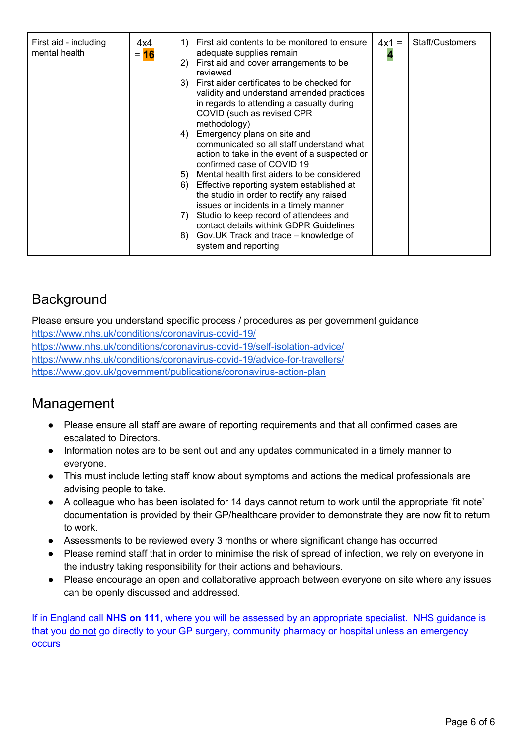| | | | | |
|---|---|---|---|---|
| First aid - including mental health | 4x4 = **16** | 1) First aid contents to be monitored to ensure adequate supplies remain<br>2) First aid and cover arrangements to be reviewed<br>3) First aider certificates to be checked for validity and understand amended practices in regards to attending a casualty during COVID (such as revised CPR methodology)<br>4) Emergency plans on site and communicated so all staff understand what action to take in the event of a suspected or confirmed case of COVID 19<br>5) Mental health first aiders to be considered<br>6) Effective reporting system established at the studio in order to rectify any raised issues or incidents in a timely manner<br>7) Studio to keep record of attendees and contact details withink GDPR Guidelines<br>8) Gov.UK Track and trace – knowledge of system and reporting | 4x1 = **4** | Staff/Customers |

## Background

Please ensure you understand specific process / procedures as per government guidance
https://www.nhs.uk/conditions/coronavirus-covid-19/
https://www.nhs.uk/conditions/coronavirus-covid-19/self-isolation-advice/
https://www.nhs.uk/conditions/coronavirus-covid-19/advice-for-travellers/
https://www.gov.uk/government/publications/coronavirus-action-plan

## Management

- Please ensure all staff are aware of reporting requirements and that all confirmed cases are escalated to Directors.
- Information notes are to be sent out and any updates communicated in a timely manner to everyone.
- This must include letting staff know about symptoms and actions the medical professionals are advising people to take.
- A colleague who has been isolated for 14 days cannot return to work until the appropriate 'fit note' documentation is provided by their GP/healthcare provider to demonstrate they are now fit to return to work.
- Assessments to be reviewed every 3 months or where significant change has occurred
- Please remind staff that in order to minimise the risk of spread of infection, we rely on everyone in the industry taking responsibility for their actions and behaviours.
- Please encourage an open and collaborative approach between everyone on site where any issues can be openly discussed and addressed.

If in England call **NHS on 111**, where you will be assessed by an appropriate specialist. NHS guidance is that you do not go directly to your GP surgery, community pharmacy or hospital unless an emergency occurs